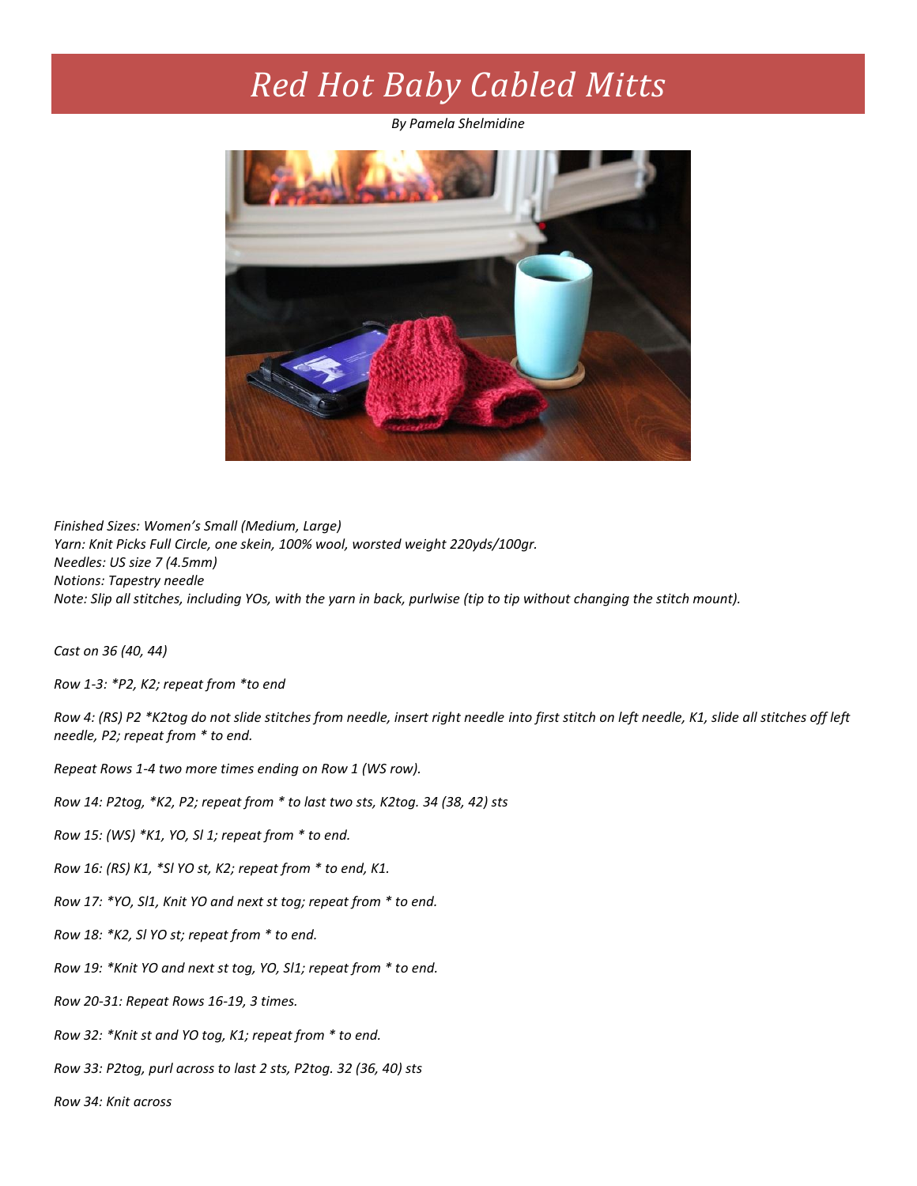# *Red Hot Baby Cabled Mitts*

*By Pamela Shelmidine*

*Finished Sizes: Women's Small (Medium, Large)*
*Yarn: Knit Picks Full Circle, one skein, 100% wool, worsted weight 220yds/100gr.*
*Needles: US size 7 (4.5mm)*
*Notions: Tapestry needle*
*Note: Slip all stitches, including YOs, with the yarn in back, purlwise (tip to tip without changing the stitch mount).*

*Cast on 36 (40, 44)*

*Row 1-3: *P2, K2; repeat from *to end*

*Row 4: (RS) P2 *K2tog do not slide stitches from needle, insert right needle into first stitch on left needle, K1, slide all stitches off left needle, P2; repeat from * to end.*

*Repeat Rows 1-4 two more times ending on Row 1 (WS row).*

*Row 14: P2tog, *K2, P2; repeat from * to last two sts, K2tog. 34 (38, 42) sts*

*Row 15: (WS) *K1, YO, Sl 1; repeat from * to end.*

*Row 16: (RS) K1, *Sl YO st, K2; repeat from * to end, K1.*

*Row 17: *YO, Sl1, Knit YO and next st tog; repeat from * to end.*

*Row 18: *K2, Sl YO st; repeat from * to end.*

*Row 19: *Knit YO and next st tog, YO, Sl1; repeat from * to end.*

*Row 20-31: Repeat Rows 16-19, 3 times.*

*Row 32: *Knit st and YO tog, K1; repeat from * to end.*

*Row 33: P2tog, purl across to last 2 sts, P2tog. 32 (36, 40) sts*

*Row 34: Knit across*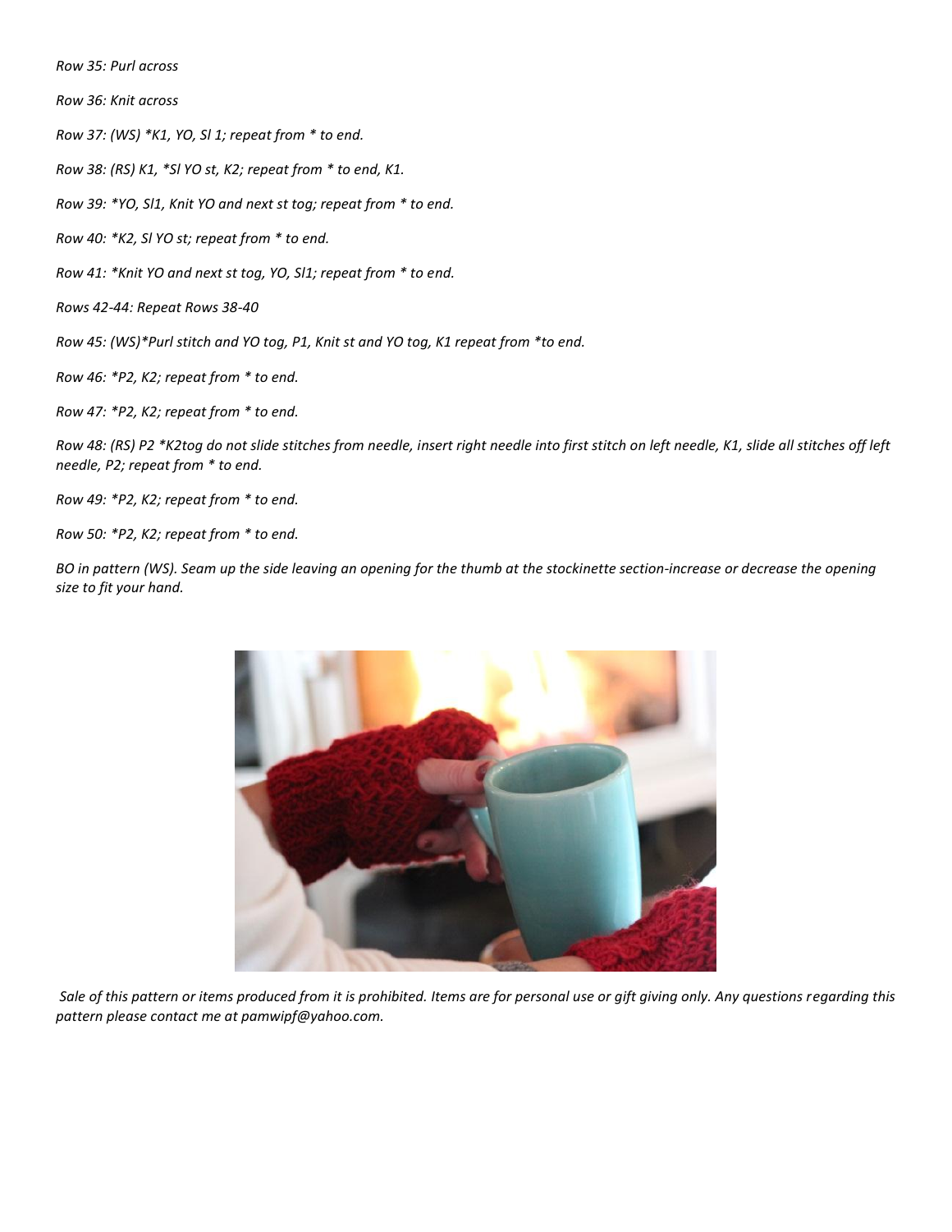*Row 35: Purl across*

*Row 36: Knit across*

*Row 37: (WS) *K1, YO, Sl 1; repeat from * to end.*

*Row 38: (RS) K1, *Sl YO st, K2; repeat from * to end, K1.*

*Row 39: *YO, Sl1, Knit YO and next st tog; repeat from * to end.*

*Row 40: *K2, Sl YO st; repeat from * to end.*

*Row 41: *Knit YO and next st tog, YO, Sl1; repeat from * to end.*

*Rows 42-44: Repeat Rows 38-40*

*Row 45: (WS)*Purl stitch and YO tog, P1, Knit st and YO tog, K1 repeat from *to end.*

*Row 46: *P2, K2; repeat from * to end.*

*Row 47: *P2, K2; repeat from * to end.*

*Row 48: (RS) P2 *K2tog do not slide stitches from needle, insert right needle into first stitch on left needle, K1, slide all stitches off left needle, P2; repeat from * to end.*

*Row 49: *P2, K2; repeat from * to end.*

*Row 50: *P2, K2; repeat from * to end.*

*BO in pattern (WS). Seam up the side leaving an opening for the thumb at the stockinette section-increase or decrease the opening size to fit your hand.*

*Sale of this pattern or items produced from it is prohibited. Items are for personal use or gift giving only. Any questions regarding this pattern please contact me at pamwipf@yahoo.com.*